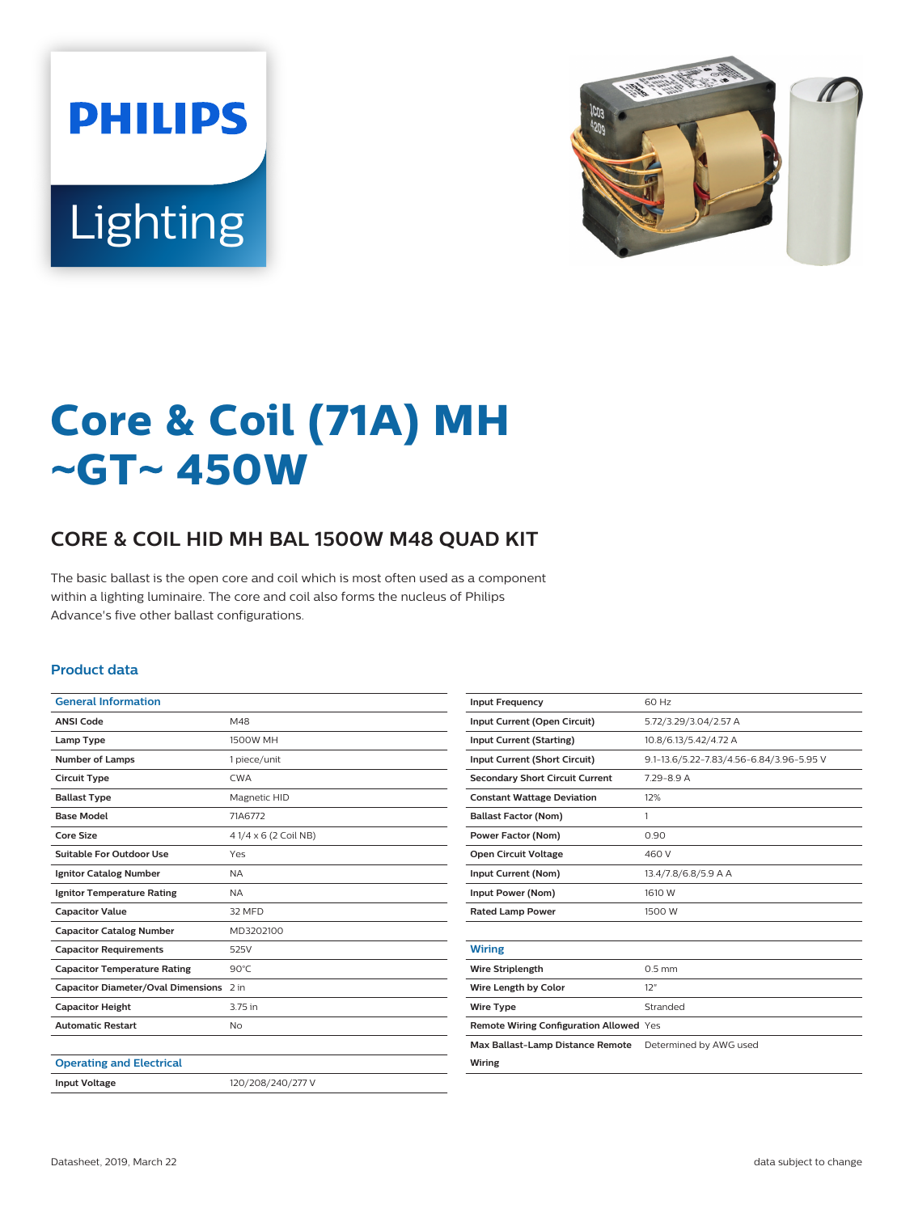# Core & Coil (71A) MH ~GT~ 450W

## CORE & COIL HID MH BAL 1500W M48 QUAD KIT

The basic ballast is the open core and coil which is most often used as a component within a lighting luminaire. The core and coil also forms the nucleus of Philips Advance's five other ballast configurations.

### Product data

| General Information | |
|---|---|
| ANSI Code | M48 |
| Lamp Type | 1500W MH |
| Number of Lamps | 1 piece/unit |
| Circuit Type | CWA |
| Ballast Type | Magnetic HID |
| Base Model | 71A6772 |
| Core Size | 4 1/4 x 6 (2 Coil NB) |
| Suitable For Outdoor Use | Yes |
| Ignitor Catalog Number | NA |
| Ignitor Temperature Rating | NA |
| Capacitor Value | 32 MFD |
| Capacitor Catalog Number | MD3202100 |
| Capacitor Requirements | 525V |
| Capacitor Temperature Rating | 90°C |
| Capacitor Diameter/Oval Dimensions | 2 in |
| Capacitor Height | 3.75 in |
| Automatic Restart | No |

| Operating and Electrical | |
|---|---|
| Input Voltage | 120/208/240/277 V |
| Input Frequency | 60 Hz |
| Input Current (Open Circuit) | 5.72/3.29/3.04/2.57 A |
| Input Current (Starting) | 10.8/6.13/5.42/4.72 A |
| Input Current (Short Circuit) | 9.1-13.6/5.22-7.83/4.56-6.84/3.96-5.95 V |
| Secondary Short Circuit Current | 7.29-8.9 A |
| Constant Wattage Deviation | 12% |
| Ballast Factor (Nom) | 1 |
| Power Factor (Nom) | 0.90 |
| Open Circuit Voltage | 460 V |
| Input Current (Nom) | 13.4/7.8/6.8/5.9 A A |
| Input Power (Nom) | 1610 W |
| Rated Lamp Power | 1500 W |

| Wiring | |
|---|---|
| Wire Striplength | 0.5 mm |
| Wire Length by Color | 12" |
| Wire Type | Stranded |
| Remote Wiring Configuration Allowed | Yes |
| Max Ballast-Lamp Distance Remote Wiring | Determined by AWG used |

Datasheet, 2019, March 22

data subject to change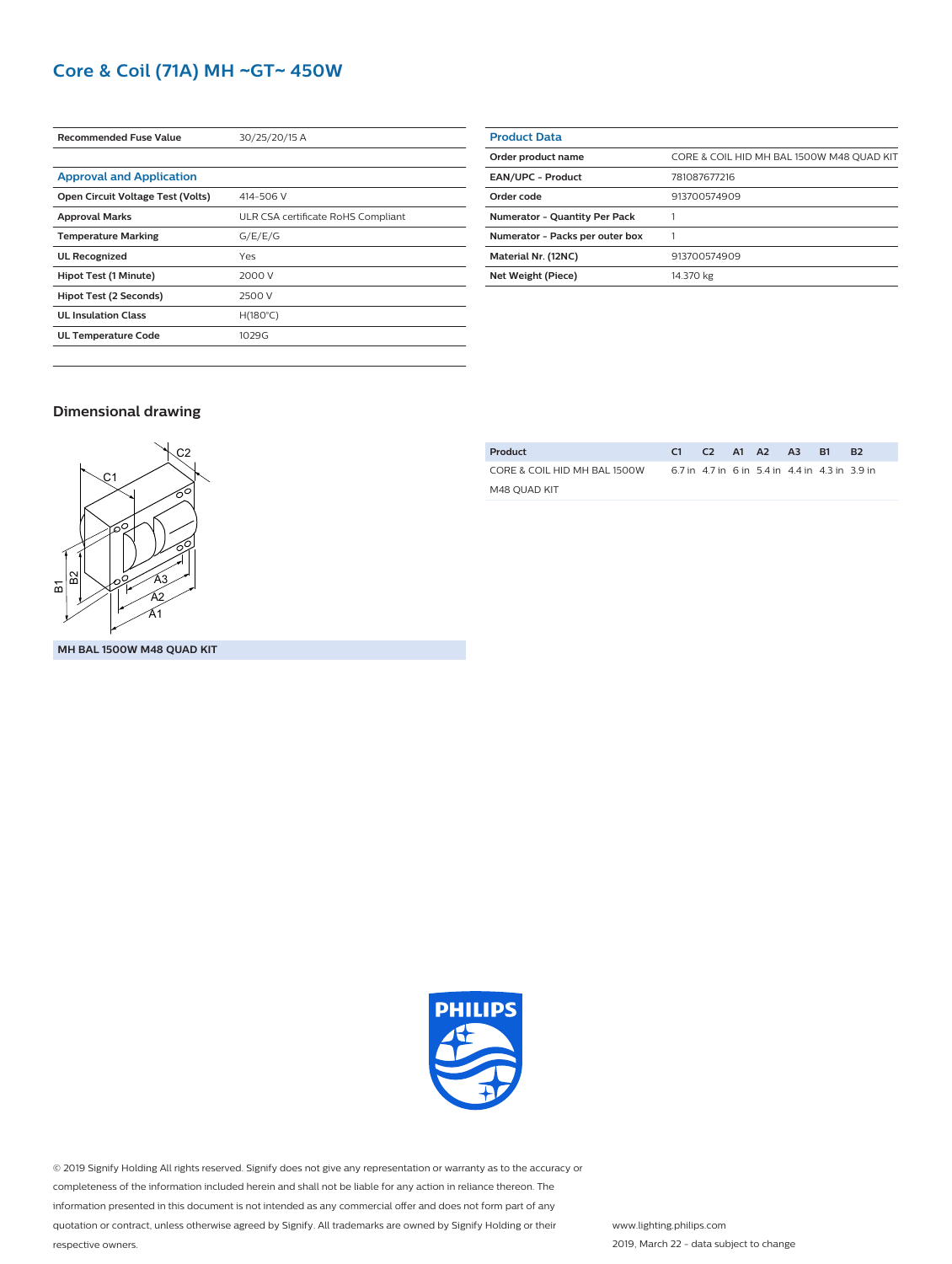## Core & Coil (71A) MH ~GT~ 450W

| | |
|---|---|
| Recommended Fuse Value | 30/25/20/15 A |

| Approval and Application | |
|---|---|
| Open Circuit Voltage Test (Volts) | 414-506 V |
| Approval Marks | ULR CSA certificate RoHS Compliant |
| Temperature Marking | G/E/E/G |
| UL Recognized | Yes |
| Hipot Test (1 Minute) | 2000 V |
| Hipot Test (2 Seconds) | 2500 V |
| UL Insulation Class | H(180°C) |
| UL Temperature Code | 1029G |

| Product Data | |
|---|---|
| Order product name | CORE & COIL HID MH BAL 1500W M48 QUAD KIT |
| EAN/UPC - Product | 781087677216 |
| Order code | 913700574909 |
| Numerator - Quantity Per Pack | 1 |
| Numerator - Packs per outer box | 1 |
| Material Nr. (12NC) | 913700574909 |
| Net Weight (Piece) | 14.370 kg |

### Dimensional drawing

C2
C1
B1
B2
A3
A2
A1

MH BAL 1500W M48 QUAD KIT

| Product | C1 | C2 | A1 | A2 | A3 | B1 | B2 |
|---|---|---|---|---|---|---|---|
| CORE & COIL HID MH BAL 1500W M48 QUAD KIT | 6.7 in | 4.7 in | 6 in | 5.4 in | 4.4 in | 4.3 in | 3.9 in |

© 2019 Signify Holding All rights reserved. Signify does not give any representation or warranty as to the accuracy or completeness of the information included herein and shall not be liable for any action in reliance thereon. The information presented in this document is not intended as any commercial offer and does not form part of any quotation or contract, unless otherwise agreed by Signify. All trademarks are owned by Signify Holding or their respective owners.

www.lighting.philips.com
2019, March 22 - data subject to change